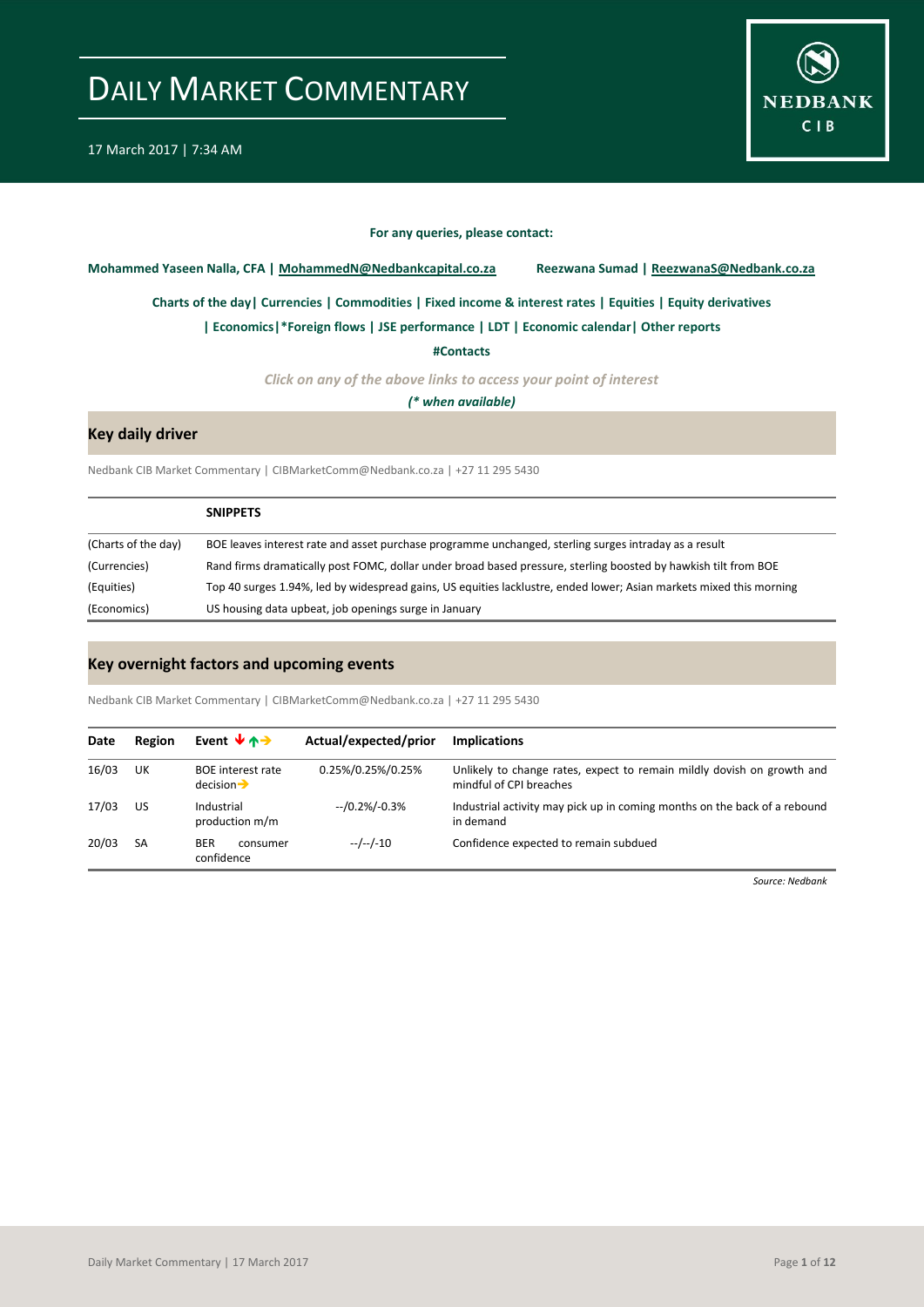# DAILY MARKET COMMENTARY

17 March 2017 | 7:34 AM

**For any queries, please contact:**

**Mohammed Yaseen Nalla, CFA | MohammedN@Nedbankcapital.co.za**     **Reezwana Sumad | ReezwanaS@Nedbank.co.za**

**Charts of the day| Currencies | Commodities | Fixed income & interest rates | Equities | Equity derivatives**

**| Economics|*Foreign flows | JSE performance | LDT | Economic calendar| Other reports**

**#Contacts**

***Click on any of the above links to access your point of interest***

***(* when available)***

## Key daily driver

Nedbank CIB Market Commentary | CIBMarketComm@Nedbank.co.za | +27 11 295 5430

| | **SNIPPETS** |
|---|---|
| (Charts of the day) | BOE leaves interest rate and asset purchase programme unchanged, sterling surges intraday as a result |
| (Currencies) | Rand firms dramatically post FOMC, dollar under broad based pressure, sterling boosted by hawkish tilt from BOE |
| (Equities) | Top 40 surges 1.94%, led by widespread gains, US equities lacklustre, ended lower; Asian markets mixed this morning |
| (Economics) | US housing data upbeat, job openings surge in January |

## Key overnight factors and upcoming events

Nedbank CIB Market Commentary | CIBMarketComm@Nedbank.co.za | +27 11 295 5430

| Date | Region | Event | Actual/expected/prior | Implications |
|---|---|---|---|---|
| 16/03 | UK | BOE interest rate decision → | 0.25%/0.25%/0.25% | Unlikely to change rates, expect to remain mildly dovish on growth and mindful of CPI breaches |
| 17/03 | US | Industrial production m/m | --/0.2%/-0.3% | Industrial activity may pick up in coming months on the back of a rebound in demand |
| 20/03 | SA | BER consumer confidence | --/--/-10 | Confidence expected to remain subdued |

*Source: Nedbank*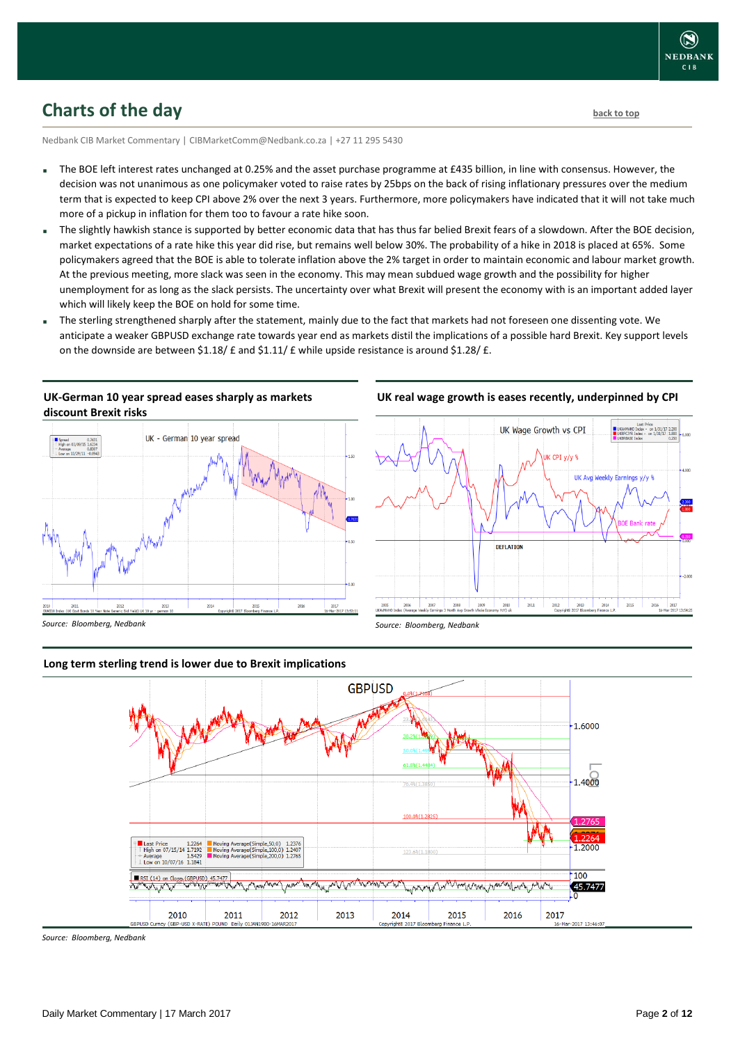## Charts of the day

back to top

Nedbank CIB Market Commentary | CIBMarketComm@Nedbank.co.za | +27 11 295 5430

- The BOE left interest rates unchanged at 0.25% and the asset purchase programme at £435 billion, in line with consensus. However, the decision was not unanimous as one policymaker voted to raise rates by 25bps on the back of rising inflationary pressures over the medium term that is expected to keep CPI above 2% over the next 3 years. Furthermore, more policymakers have indicated that it will not take much more of a pickup in inflation for them too to favour a rate hike soon.
- The slightly hawkish stance is supported by better economic data that has thus far belied Brexit fears of a slowdown. After the BOE decision, market expectations of a rate hike this year did rise, but remains well below 30%. The probability of a hike in 2018 is placed at 65%. Some policymakers agreed that the BOE is able to tolerate inflation above the 2% target in order to maintain economic and labour market growth. At the previous meeting, more slack was seen in the economy. This may mean subdued wage growth and the possibility for higher unemployment for as long as the slack persists. The uncertainty over what Brexit will present the economy with is an important added layer which will likely keep the BOE on hold for some time.
- The sterling strengthened sharply after the statement, mainly due to the fact that markets had not foreseen one dissenting vote. We anticipate a weaker GBPUSD exchange rate towards year end as markets distil the implications of a possible hard Brexit. Key support levels on the downside are between $1.18/ £ and $1.11/ £ while upside resistance is around $1.28/ £.

### UK-German 10 year spread eases sharply as markets discount Brexit risks

*Source: Bloomberg, Nedbank*

### UK real wage growth is eases recently, underpinned by CPI

*Source: Bloomberg, Nedbank*

### Long term sterling trend is lower due to Brexit implications

*Source: Bloomberg, Nedbank*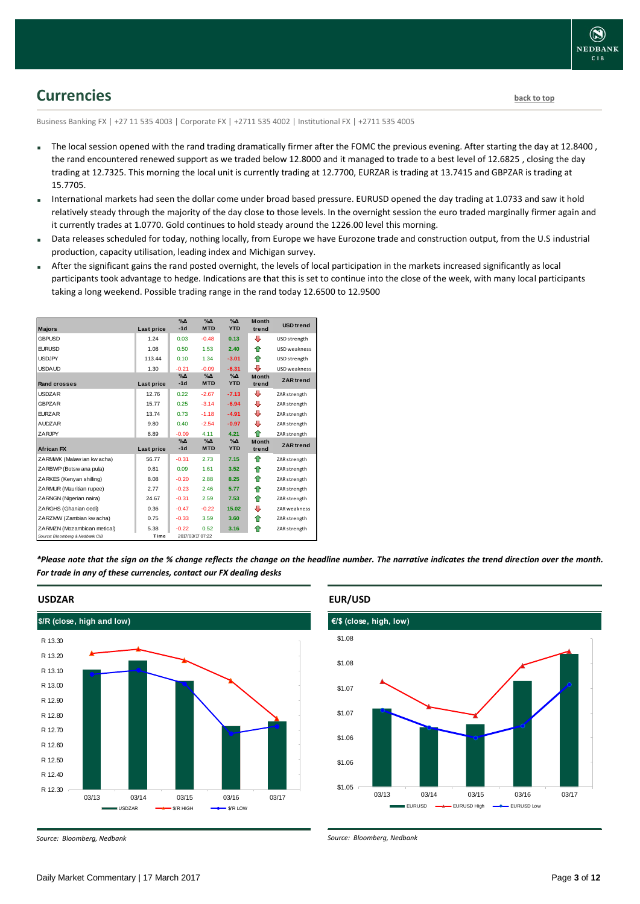## Currencies

back to top

Business Banking FX | +27 11 535 4003 | Corporate FX | +2711 535 4002 | Institutional FX | +2711 535 4005

- The local session opened with the rand trading dramatically firmer after the FOMC the previous evening. After starting the day at 12.8400 , the rand encountered renewed support as we traded below 12.8000 and it managed to trade to a best level of 12.6825 , closing the day trading at 12.7325. This morning the local unit is currently trading at 12.7700, EURZAR is trading at 13.7415 and GBPZAR is trading at 15.7705.
- International markets had seen the dollar come under broad based pressure. EURUSD opened the day trading at 1.0733 and saw it hold relatively steady through the majority of the day close to those levels. In the overnight session the euro traded marginally firmer again and it currently trades at 1.0770. Gold continues to hold steady around the 1226.00 level this morning.
- Data releases scheduled for today, nothing locally, from Europe we have Eurozone trade and construction output, from the U.S industrial production, capacity utilisation, leading index and Michigan survey.
- After the significant gains the rand posted overnight, the levels of local participation in the markets increased significantly as local participants took advantage to hedge. Indications are that this is set to continue into the close of the week, with many local participants taking a long weekend. Possible trading range in the rand today 12.6500 to 12.9500

| Majors | Last price | %Δ -1d | %Δ MTD | %Δ YTD | Month trend | USD trend |
|---|---|---|---|---|---|---|
| GBPUSD | 1.24 | 0.03 | -0.48 | 0.13 | ⇩ | USD strength |
| EURUSD | 1.08 | 0.50 | 1.53 | 2.40 | ⇧ | USD weakness |
| USDJPY | 113.44 | 0.10 | 1.34 | -3.01 | ⇧ | USD strength |
| USDAUD | 1.30 | -0.21 | -0.09 | -6.31 | ⇩ | USD weakness |
| **Rand crosses** | **Last price** | **%Δ -1d** | **%Δ MTD** | **%Δ YTD** | **Month trend** | **ZAR trend** |
| USDZAR | 12.76 | 0.22 | -2.67 | -7.13 | ⇩ | ZAR strength |
| GBPZAR | 15.77 | 0.25 | -3.14 | -6.94 | ⇩ | ZAR strength |
| EURZAR | 13.74 | 0.73 | -1.18 | -4.91 | ⇩ | ZAR strength |
| AUDZAR | 9.80 | 0.40 | -2.54 | -0.97 | ⇩ | ZAR strength |
| ZARJPY | 8.89 | -0.09 | 4.11 | 4.21 | ⇧ | ZAR strength |
| **African FX** | **Last price** | **%Δ -1d** | **%Δ MTD** | **%Δ YTD** | **Month trend** | **ZAR trend** |
| ZARMWK (Malawian kwacha) | 56.77 | -0.31 | 2.73 | 7.15 | ⇧ | ZAR strength |
| ZARBWP (Botswana pula) | 0.81 | 0.09 | 1.61 | 3.52 | ⇧ | ZAR strength |
| ZARKES (Kenyan shilling) | 8.08 | -0.20 | 2.88 | 8.25 | ⇧ | ZAR strength |
| ZARMUR (Mauritian rupee) | 2.77 | -0.23 | 2.46 | 5.77 | ⇧ | ZAR strength |
| ZARNGN (Nigerian naira) | 24.67 | -0.31 | 2.59 | 7.53 | ⇧ | ZAR strength |
| ZARGHS (Ghanian cedi) | 0.36 | -0.47 | -0.22 | 15.02 | ⇩ | ZAR weakness |
| ZARZMW (Zambian kwacha) | 0.75 | -0.33 | 3.59 | 3.60 | ⇧ | ZAR strength |
| ZARMZN (Mozambican metical) | 5.38 | -0.22 | 0.52 | 3.16 | ⇧ | ZAR strength |

Source: Bloomberg & Nedbank CIB — Time 2017/03/17 07:22

*\*Please note that the sign on the % change reflects the change on the headline number. The narrative indicates the trend direction over the month. For trade in any of these currencies, contact our FX dealing desks*

### USDZAR

$/R (close, high and low)

*Source: Bloomberg, Nedbank*

### EUR/USD

€/$ (close, high, low)

*Source: Bloomberg, Nedbank*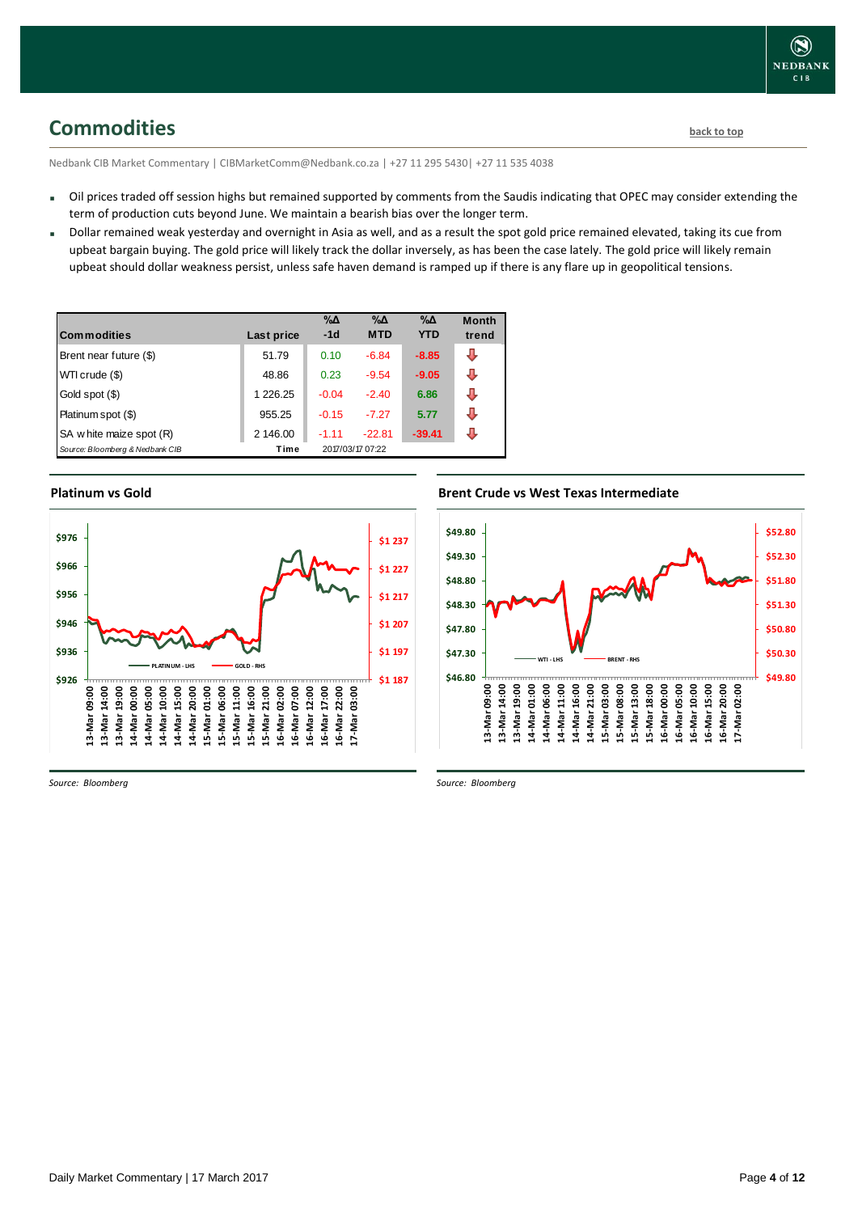## Commodities

back to top

Nedbank CIB Market Commentary | CIBMarketComm@Nedbank.co.za | +27 11 295 5430| +27 11 535 4038

- Oil prices traded off session highs but remained supported by comments from the Saudis indicating that OPEC may consider extending the term of production cuts beyond June. We maintain a bearish bias over the longer term.
- Dollar remained weak yesterday and overnight in Asia as well, and as a result the spot gold price remained elevated, taking its cue from upbeat bargain buying. The gold price will likely track the dollar inversely, as has been the case lately. The gold price will likely remain upbeat should dollar weakness persist, unless safe haven demand is ramped up if there is any flare up in geopolitical tensions.

| Commodities | Last price | %Δ -1d | %Δ MTD | %Δ YTD | Month trend |
|---|---|---|---|---|---|
| Brent near future ($) | 51.79 | 0.10 | -6.84 | -8.85 | ⇩ |
| WTI crude ($) | 48.86 | 0.23 | -9.54 | -9.05 | ⇩ |
| Gold spot ($) | 1 226.25 | -0.04 | -2.40 | 6.86 | ⇩ |
| Platinum spot ($) | 955.25 | -0.15 | -7.27 | 5.77 | ⇩ |
| SA white maize spot (R) | 2 146.00 | -1.11 | -22.81 | -39.41 | ⇩ |
| *Source: Bloomberg & Nedbank CIB* | Time | 2017/03/17 07:22 | | | |

### Platinum vs Gold

*Source: Bloomberg*

### Brent Crude vs West Texas Intermediate

*Source: Bloomberg*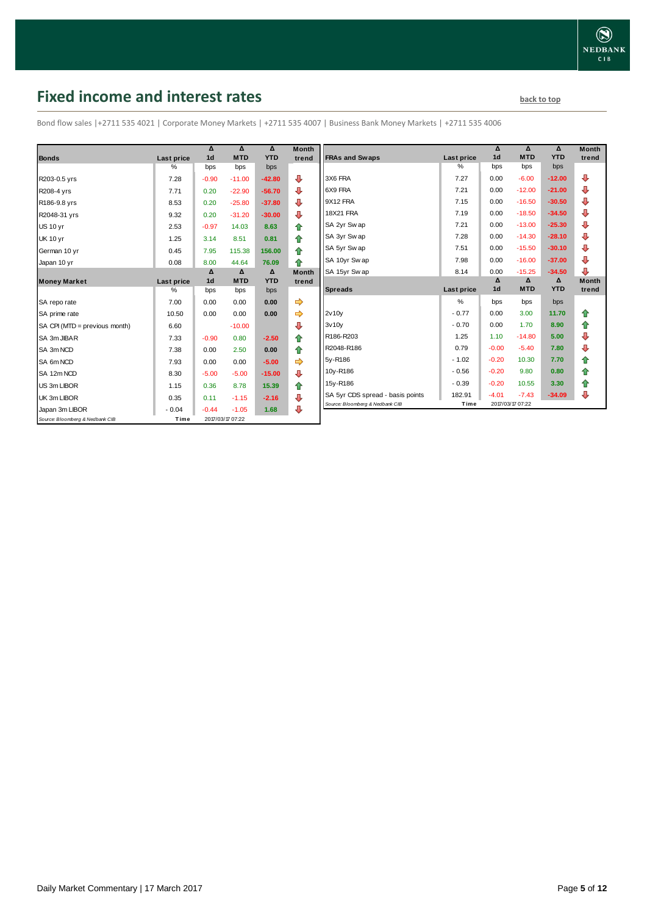## Fixed income and interest rates

back to top

Bond flow sales |+2711 535 4021 | Corporate Money Markets | +2711 535 4007 | Business Bank Money Markets | +2711 535 4006

| Bonds | Last price | Δ 1d | Δ MTD | Δ YTD | Month trend |
|---|---|---|---|---|---|
| | % | bps | bps | bps | |
| R203-0.5 yrs | 7.28 | -0.90 | -11.00 | -42.80 | ⇩ |
| R208-4 yrs | 7.71 | 0.20 | -22.90 | -56.70 | ⇩ |
| R186-9.8 yrs | 8.53 | 0.20 | -25.80 | -37.80 | ⇩ |
| R2048-31 yrs | 9.32 | 0.20 | -31.20 | -30.00 | ⇩ |
| US 10 yr | 2.53 | -0.97 | 14.03 | 8.63 | ⇧ |
| UK 10 yr | 1.25 | 3.14 | 8.51 | 0.81 | ⇧ |
| German 10 yr | 0.45 | 7.95 | 115.38 | 156.00 | ⇧ |
| Japan 10 yr | 0.08 | 8.00 | 44.64 | 76.09 | ⇧ |

| Money Market | Last price | Δ 1d | Δ MTD | Δ YTD | Month trend |
|---|---|---|---|---|---|
| | % | bps | bps | bps | |
| SA repo rate | 7.00 | 0.00 | 0.00 | 0.00 | ⇨ |
| SA prime rate | 10.50 | 0.00 | 0.00 | 0.00 | ⇨ |
| SA CPI (MTD = previous month) | 6.60 | | -10.00 | | ⇩ |
| SA 3m JIBAR | 7.33 | -0.90 | 0.80 | -2.50 | ⇧ |
| SA 3m NCD | 7.38 | 0.00 | 2.50 | 0.00 | ⇧ |
| SA 6m NCD | 7.93 | 0.00 | 0.00 | -5.00 | ⇨ |
| SA 12m NCD | 8.30 | -5.00 | -5.00 | -15.00 | ⇩ |
| US 3m LIBOR | 1.15 | 0.36 | 8.78 | 15.39 | ⇧ |
| UK 3m LIBOR | 0.35 | 0.11 | -1.15 | -2.16 | ⇩ |
| Japan 3m LIBOR | -0.04 | -0.44 | -1.05 | 1.68 | ⇩ |

Source: Bloomberg & Nedbank CIB | Time 2017/03/17 07:22

| FRAs and Swaps | Last price | Δ 1d | Δ MTD | Δ YTD | Month trend |
|---|---|---|---|---|---|
| | % | bps | bps | bps | |
| 3X6 FRA | 7.27 | 0.00 | -6.00 | -12.00 | ⇩ |
| 6X9 FRA | 7.21 | 0.00 | -12.00 | -21.00 | ⇩ |
| 9X12 FRA | 7.15 | 0.00 | -16.50 | -30.50 | ⇩ |
| 18X21 FRA | 7.19 | 0.00 | -18.50 | -34.50 | ⇩ |
| SA 2yr Swap | 7.21 | 0.00 | -13.00 | -25.30 | ⇩ |
| SA 3yr Swap | 7.28 | 0.00 | -14.30 | -28.10 | ⇩ |
| SA 5yr Swap | 7.51 | 0.00 | -15.50 | -30.10 | ⇩ |
| SA 10yr Swap | 7.98 | 0.00 | -16.00 | -37.00 | ⇩ |
| SA 15yr Swap | 8.14 | 0.00 | -15.25 | -34.50 | ⇩ |

| Spreads | Last price | Δ 1d | Δ MTD | Δ YTD | Month trend |
|---|---|---|---|---|---|
| | % | bps | bps | bps | |
| 2v10y | -0.77 | 0.00 | 3.00 | 11.70 | ⇧ |
| 3v10y | -0.70 | 0.00 | 1.70 | 8.90 | ⇧ |
| R186-R203 | 1.25 | 1.10 | -14.80 | 5.00 | ⇩ |
| R2048-R186 | 0.79 | -0.00 | -5.40 | 7.80 | ⇩ |
| 5y-R186 | -1.02 | -0.20 | 10.30 | 7.70 | ⇧ |
| 10y-R186 | -0.56 | -0.20 | 9.80 | 0.80 | ⇧ |
| 15y-R186 | -0.39 | -0.20 | 10.55 | 3.30 | ⇧ |
| SA 5yr CDS spread - basis points | 182.91 | -4.01 | -7.43 | -34.09 | ⇩ |

Source: Bloomberg & Nedbank CIB | Time 2017/03/17 07:22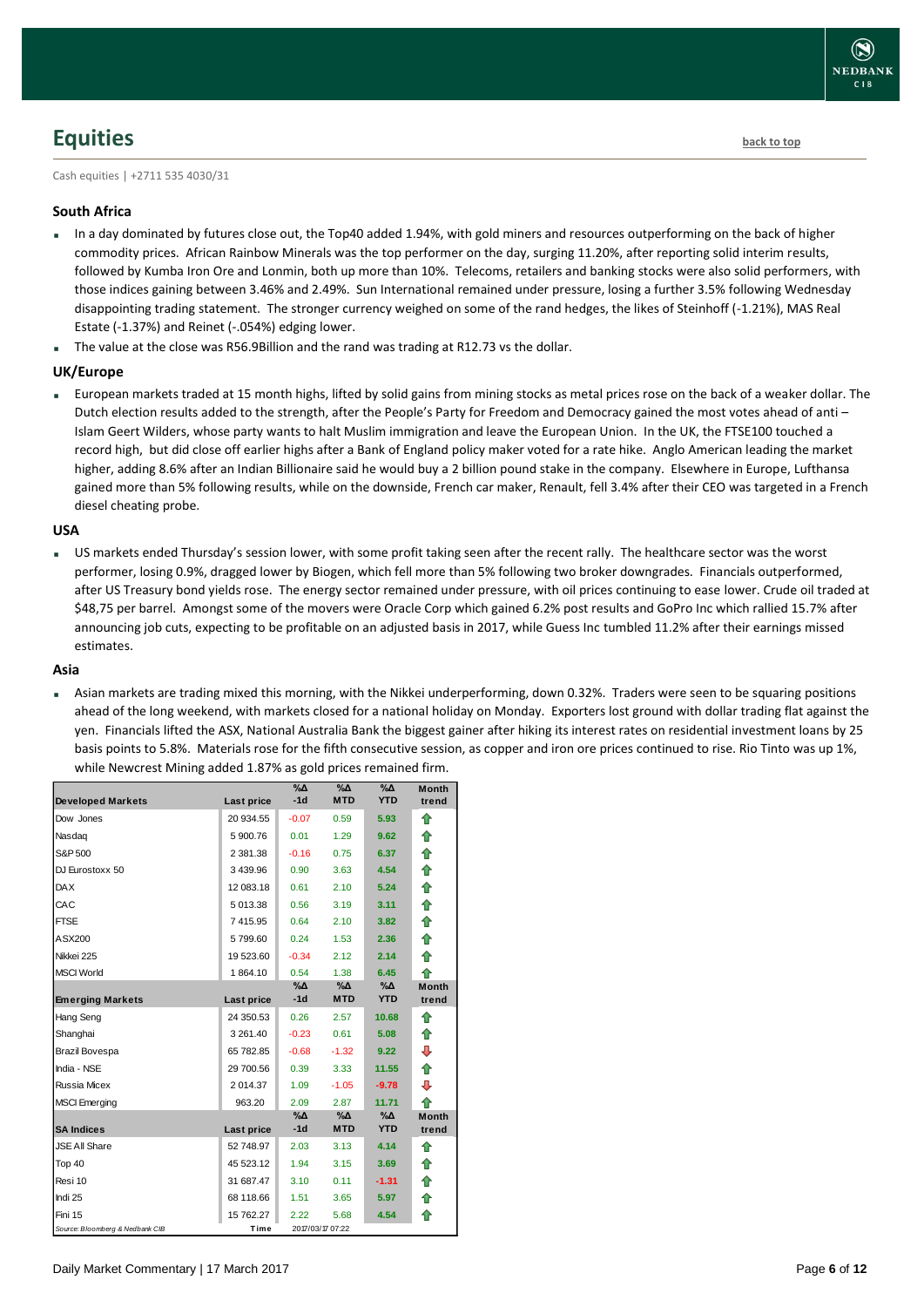# Equities

back to top

Cash equities | +2711 535 4030/31

### South Africa

- In a day dominated by futures close out, the Top40 added 1.94%, with gold miners and resources outperforming on the back of higher commodity prices. African Rainbow Minerals was the top performer on the day, surging 11.20%, after reporting solid interim results, followed by Kumba Iron Ore and Lonmin, both up more than 10%. Telecoms, retailers and banking stocks were also solid performers, with those indices gaining between 3.46% and 2.49%. Sun International remained under pressure, losing a further 3.5% following Wednesday disappointing trading statement. The stronger currency weighed on some of the rand hedges, the likes of Steinhoff (-1.21%), MAS Real Estate (-1.37%) and Reinet (-.054%) edging lower.
- The value at the close was R56.9Billion and the rand was trading at R12.73 vs the dollar.

### UK/Europe

- European markets traded at 15 month highs, lifted by solid gains from mining stocks as metal prices rose on the back of a weaker dollar. The Dutch election results added to the strength, after the People's Party for Freedom and Democracy gained the most votes ahead of anti – Islam Geert Wilders, whose party wants to halt Muslim immigration and leave the European Union. In the UK, the FTSE100 touched a record high, but did close off earlier highs after a Bank of England policy maker voted for a rate hike. Anglo American leading the market higher, adding 8.6% after an Indian Billionaire said he would buy a 2 billion pound stake in the company. Elsewhere in Europe, Lufthansa gained more than 5% following results, while on the downside, French car maker, Renault, fell 3.4% after their CEO was targeted in a French diesel cheating probe.

### USA

- US markets ended Thursday's session lower, with some profit taking seen after the recent rally. The healthcare sector was the worst performer, losing 0.9%, dragged lower by Biogen, which fell more than 5% following two broker downgrades. Financials outperformed, after US Treasury bond yields rose. The energy sector remained under pressure, with oil prices continuing to ease lower. Crude oil traded at $48,75 per barrel. Amongst some of the movers were Oracle Corp which gained 6.2% post results and GoPro Inc which rallied 15.7% after announcing job cuts, expecting to be profitable on an adjusted basis in 2017, while Guess Inc tumbled 11.2% after their earnings missed estimates.

### Asia

- Asian markets are trading mixed this morning, with the Nikkei underperforming, down 0.32%. Traders were seen to be squaring positions ahead of the long weekend, with markets closed for a national holiday on Monday. Exporters lost ground with dollar trading flat against the yen. Financials lifted the ASX, National Australia Bank the biggest gainer after hiking its interest rates on residential investment loans by 25 basis points to 5.8%. Materials rose for the fifth consecutive session, as copper and iron ore prices continued to rise. Rio Tinto was up 1%, while Newcrest Mining added 1.87% as gold prices remained firm.

| Developed Markets | Last price | %Δ -1d | %Δ MTD | %Δ YTD | Month trend |
|---|---|---|---|---|---|
| Dow Jones | 20 934.55 | -0.07 | 0.59 | 5.93 | ↑ |
| Nasdaq | 5 900.76 | 0.01 | 1.29 | 9.62 | ↑ |
| S&P 500 | 2 381.38 | -0.16 | 0.75 | 6.37 | ↑ |
| DJ Eurostoxx 50 | 3 439.96 | 0.90 | 3.63 | 4.54 | ↑ |
| DAX | 12 083.18 | 0.61 | 2.10 | 5.24 | ↑ |
| CAC | 5 013.38 | 0.56 | 3.19 | 3.11 | ↑ |
| FTSE | 7 415.95 | 0.64 | 2.10 | 3.82 | ↑ |
| ASX200 | 5 799.60 | 0.24 | 1.53 | 2.36 | ↑ |
| Nikkei 225 | 19 523.60 | -0.34 | 2.12 | 2.14 | ↑ |
| MSCI World | 1 864.10 | 0.54 | 1.38 | 6.45 | ↑ |
| **Emerging Markets** | **Last price** | **%Δ -1d** | **%Δ MTD** | **%Δ YTD** | **Month trend** |
| Hang Seng | 24 350.53 | 0.26 | 2.57 | 10.68 | ↑ |
| Shanghai | 3 261.40 | -0.23 | 0.61 | 5.08 | ↑ |
| Brazil Bovespa | 65 782.85 | -0.68 | -1.32 | 9.22 | ↓ |
| India - NSE | 29 700.56 | 0.39 | 3.33 | 11.55 | ↑ |
| Russia Micex | 2 014.37 | 1.09 | -1.05 | -9.78 | ↓ |
| MSCI Emerging | 963.20 | 2.09 | 2.87 | 11.71 | ↑ |
| **SA Indices** | **Last price** | **%Δ -1d** | **%Δ MTD** | **%Δ YTD** | **Month trend** |
| JSE All Share | 52 748.97 | 2.03 | 3.13 | 4.14 | ↑ |
| Top 40 | 45 523.12 | 1.94 | 3.15 | 3.69 | ↑ |
| Resi 10 | 31 687.47 | 3.10 | 0.11 | -1.31 | ↑ |
| Indi 25 | 68 118.66 | 1.51 | 3.65 | 5.97 | ↑ |
| Fini 15 | 15 762.27 | 2.22 | 5.68 | 4.54 | ↑ |
| Source: Bloomberg & Nedbank CIB | Time | 2017/03/17 07:22 | | | |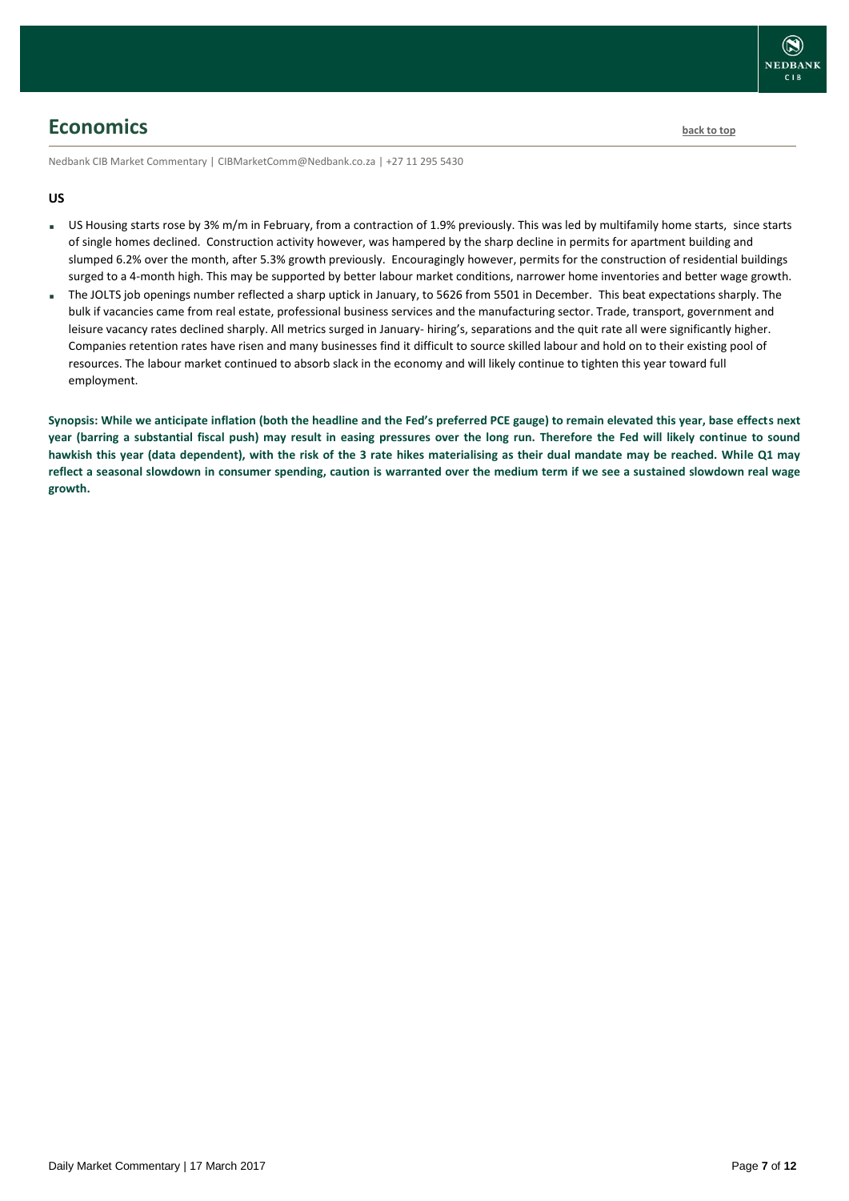# Economics

Nedbank CIB Market Commentary | CIBMarketComm@Nedbank.co.za | +27 11 295 5430

## US

- US Housing starts rose by 3% m/m in February, from a contraction of 1.9% previously. This was led by multifamily home starts, since starts of single homes declined. Construction activity however, was hampered by the sharp decline in permits for apartment building and slumped 6.2% over the month, after 5.3% growth previously. Encouragingly however, permits for the construction of residential buildings surged to a 4-month high. This may be supported by better labour market conditions, narrower home inventories and better wage growth.
- The JOLTS job openings number reflected a sharp uptick in January, to 5626 from 5501 in December. This beat expectations sharply. The bulk if vacancies came from real estate, professional business services and the manufacturing sector. Trade, transport, government and leisure vacancy rates declined sharply. All metrics surged in January- hiring's, separations and the quit rate all were significantly higher. Companies retention rates have risen and many businesses find it difficult to source skilled labour and hold on to their existing pool of resources. The labour market continued to absorb slack in the economy and will likely continue to tighten this year toward full employment.

**Synopsis: While we anticipate inflation (both the headline and the Fed's preferred PCE gauge) to remain elevated this year, base effects next year (barring a substantial fiscal push) may result in easing pressures over the long run. Therefore the Fed will likely continue to sound hawkish this year (data dependent), with the risk of the 3 rate hikes materialising as their dual mandate may be reached. While Q1 may reflect a seasonal slowdown in consumer spending, caution is warranted over the medium term if we see a sustained slowdown real wage growth.**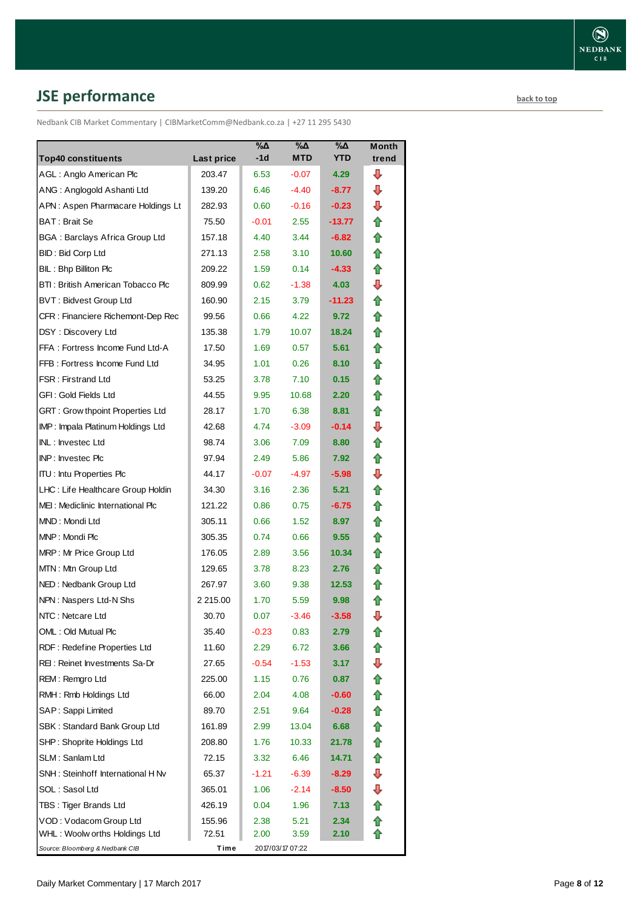## JSE performance

back to top

Nedbank CIB Market Commentary | CIBMarketComm@Nedbank.co.za | +27 11 295 5430

| Top40 constituents | Last price | %Δ -1d | %Δ MTD | %Δ YTD | Month trend |
|---|---|---|---|---|---|
| AGL : Anglo American Plc | 203.47 | 6.53 | -0.07 | 4.29 | ⇩ |
| ANG : Anglogold Ashanti Ltd | 139.20 | 6.46 | -4.40 | -8.77 | ⇩ |
| APN : Aspen Pharmacare Holdings Lt | 282.93 | 0.60 | -0.16 | -0.23 | ⇩ |
| BAT : Brait Se | 75.50 | -0.01 | 2.55 | -13.77 | ⇧ |
| BGA : Barclays Africa Group Ltd | 157.18 | 4.40 | 3.44 | -6.82 | ⇧ |
| BID : Bid Corp Ltd | 271.13 | 2.58 | 3.10 | 10.60 | ⇧ |
| BIL : Bhp Billiton Plc | 209.22 | 1.59 | 0.14 | -4.33 | ⇧ |
| BTI : British American Tobacco Plc | 809.99 | 0.62 | -1.38 | 4.03 | ⇩ |
| BVT : Bidvest Group Ltd | 160.90 | 2.15 | 3.79 | -11.23 | ⇧ |
| CFR : Financiere Richemont-Dep Rec | 99.56 | 0.66 | 4.22 | 9.72 | ⇧ |
| DSY : Discovery Ltd | 135.38 | 1.79 | 10.07 | 18.24 | ⇧ |
| FFA : Fortress Income Fund Ltd-A | 17.50 | 1.69 | 0.57 | 5.61 | ⇧ |
| FFB : Fortress Income Fund Ltd | 34.95 | 1.01 | 0.26 | 8.10 | ⇧ |
| FSR : Firstrand Ltd | 53.25 | 3.78 | 7.10 | 0.15 | ⇧ |
| GFI : Gold Fields Ltd | 44.55 | 9.95 | 10.68 | 2.20 | ⇧ |
| GRT : Growthpoint Properties Ltd | 28.17 | 1.70 | 6.38 | 8.81 | ⇧ |
| IMP : Impala Platinum Holdings Ltd | 42.68 | 4.74 | -3.09 | -0.14 | ⇩ |
| INL : Investec Ltd | 98.74 | 3.06 | 7.09 | 8.80 | ⇧ |
| INP : Investec Plc | 97.94 | 2.49 | 5.86 | 7.92 | ⇧ |
| ITU : Intu Properties Plc | 44.17 | -0.07 | -4.97 | -5.98 | ⇩ |
| LHC : Life Healthcare Group Holdin | 34.30 | 3.16 | 2.36 | 5.21 | ⇧ |
| MEI : Mediclinic International Plc | 121.22 | 0.86 | 0.75 | -6.75 | ⇧ |
| MND : Mondi Ltd | 305.11 | 0.66 | 1.52 | 8.97 | ⇧ |
| MNP : Mondi Plc | 305.35 | 0.74 | 0.66 | 9.55 | ⇧ |
| MRP : Mr Price Group Ltd | 176.05 | 2.89 | 3.56 | 10.34 | ⇧ |
| MTN : Mtn Group Ltd | 129.65 | 3.78 | 8.23 | 2.76 | ⇧ |
| NED : Nedbank Group Ltd | 267.97 | 3.60 | 9.38 | 12.53 | ⇧ |
| NPN : Naspers Ltd-N Shs | 2 215.00 | 1.70 | 5.59 | 9.98 | ⇧ |
| NTC : Netcare Ltd | 30.70 | 0.07 | -3.46 | -3.58 | ⇩ |
| OML : Old Mutual Plc | 35.40 | -0.23 | 0.83 | 2.79 | ⇧ |
| RDF : Redefine Properties Ltd | 11.60 | 2.29 | 6.72 | 3.66 | ⇧ |
| REI : Reinet Investments Sa-Dr | 27.65 | -0.54 | -1.53 | 3.17 | ⇩ |
| REM : Remgro Ltd | 225.00 | 1.15 | 0.76 | 0.87 | ⇧ |
| RMH : Rmb Holdings Ltd | 66.00 | 2.04 | 4.08 | -0.60 | ⇧ |
| SAP : Sappi Limited | 89.70 | 2.51 | 9.64 | -0.28 | ⇧ |
| SBK : Standard Bank Group Ltd | 161.89 | 2.99 | 13.04 | 6.68 | ⇧ |
| SHP : Shoprite Holdings Ltd | 208.80 | 1.76 | 10.33 | 21.78 | ⇧ |
| SLM : Sanlam Ltd | 72.15 | 3.32 | 6.46 | 14.71 | ⇧ |
| SNH : Steinhoff International H Nv | 65.37 | -1.21 | -6.39 | -8.29 | ⇩ |
| SOL : Sasol Ltd | 365.01 | 1.06 | -2.14 | -8.50 | ⇩ |
| TBS : Tiger Brands Ltd | 426.19 | 0.04 | 1.96 | 7.13 | ⇧ |
| VOD : Vodacom Group Ltd | 155.96 | 2.38 | 5.21 | 2.34 | ⇧ |
| WHL : Woolworths Holdings Ltd | 72.51 | 2.00 | 3.59 | 2.10 | ⇧ |
| *Source: Bloomberg & Nedbank CIB* | **Time** | 2017/03/17 07:22 | | | |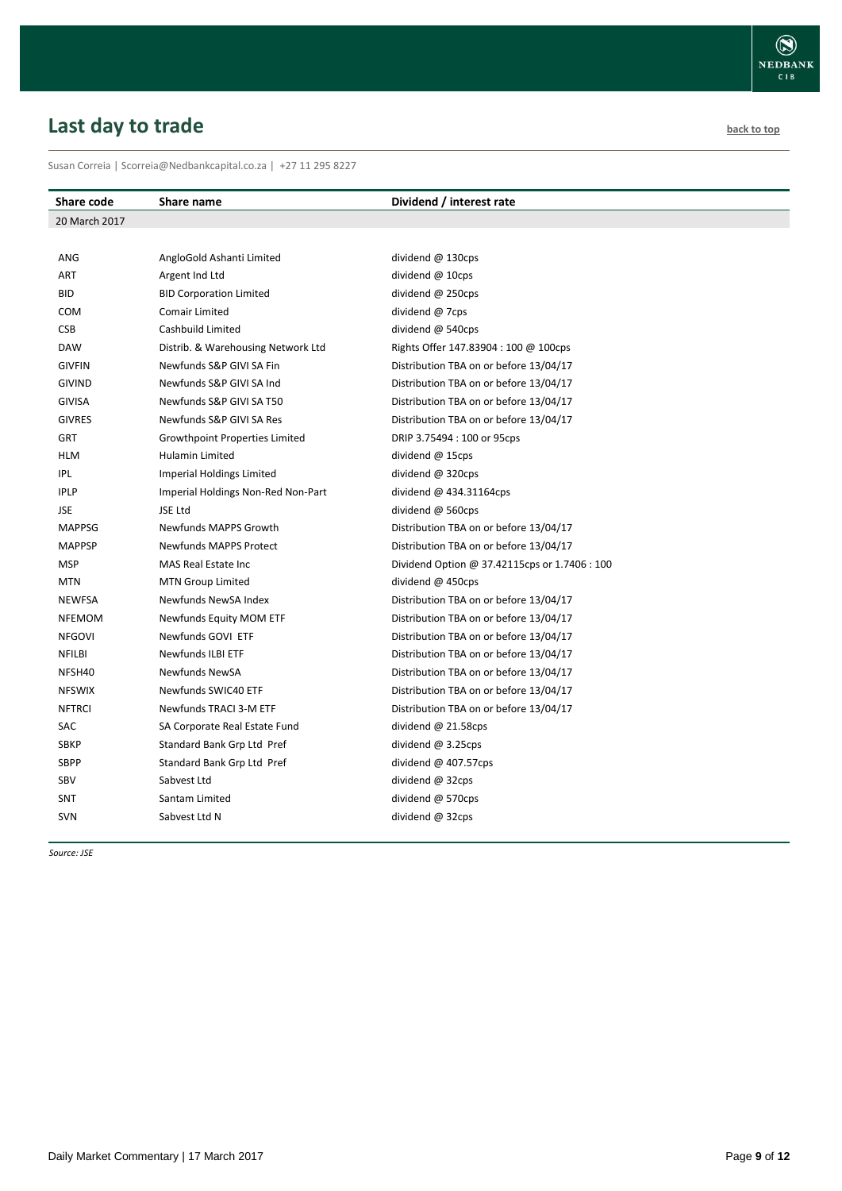## Last day to trade

back to top

Susan Correia | Scorreia@Nedbankcapital.co.za | +27 11 295 8227

| Share code | Share name | Dividend / interest rate |
|---|---|---|
| 20 March 2017 | | |
| ANG | AngloGold Ashanti Limited | dividend @ 130cps |
| ART | Argent Ind Ltd | dividend @ 10cps |
| BID | BID Corporation Limited | dividend @ 250cps |
| COM | Comair Limited | dividend @ 7cps |
| CSB | Cashbuild Limited | dividend @ 540cps |
| DAW | Distrib. & Warehousing Network Ltd | Rights Offer 147.83904 : 100 @ 100cps |
| GIVFIN | Newfunds S&P GIVI SA Fin | Distribution TBA on or before 13/04/17 |
| GIVIND | Newfunds S&P GIVI SA Ind | Distribution TBA on or before 13/04/17 |
| GIVISA | Newfunds S&P GIVI SA T50 | Distribution TBA on or before 13/04/17 |
| GIVRES | Newfunds S&P GIVI SA Res | Distribution TBA on or before 13/04/17 |
| GRT | Growthpoint Properties Limited | DRIP 3.75494 : 100 or 95cps |
| HLM | Hulamin Limited | dividend @ 15cps |
| IPL | Imperial Holdings Limited | dividend @ 320cps |
| IPLP | Imperial Holdings Non-Red Non-Part | dividend @ 434.31164cps |
| JSE | JSE Ltd | dividend @ 560cps |
| MAPPSG | Newfunds MAPPS Growth | Distribution TBA on or before 13/04/17 |
| MAPPSP | Newfunds MAPPS Protect | Distribution TBA on or before 13/04/17 |
| MSP | MAS Real Estate Inc | Dividend Option @ 37.42115cps or 1.7406 : 100 |
| MTN | MTN Group Limited | dividend @ 450cps |
| NEWFSA | Newfunds NewSA Index | Distribution TBA on or before 13/04/17 |
| NFEMOM | Newfunds Equity MOM ETF | Distribution TBA on or before 13/04/17 |
| NFGOVI | Newfunds GOVI ETF | Distribution TBA on or before 13/04/17 |
| NFILBI | Newfunds ILBI ETF | Distribution TBA on or before 13/04/17 |
| NFSH40 | Newfunds NewSA | Distribution TBA on or before 13/04/17 |
| NFSWIX | Newfunds SWIC40 ETF | Distribution TBA on or before 13/04/17 |
| NFTRCI | Newfunds TRACI 3-M ETF | Distribution TBA on or before 13/04/17 |
| SAC | SA Corporate Real Estate Fund | dividend @ 21.58cps |
| SBKP | Standard Bank Grp Ltd Pref | dividend @ 3.25cps |
| SBPP | Standard Bank Grp Ltd Pref | dividend @ 407.57cps |
| SBV | Sabvest Ltd | dividend @ 32cps |
| SNT | Santam Limited | dividend @ 570cps |
| SVN | Sabvest Ltd N | dividend @ 32cps |

*Source: JSE*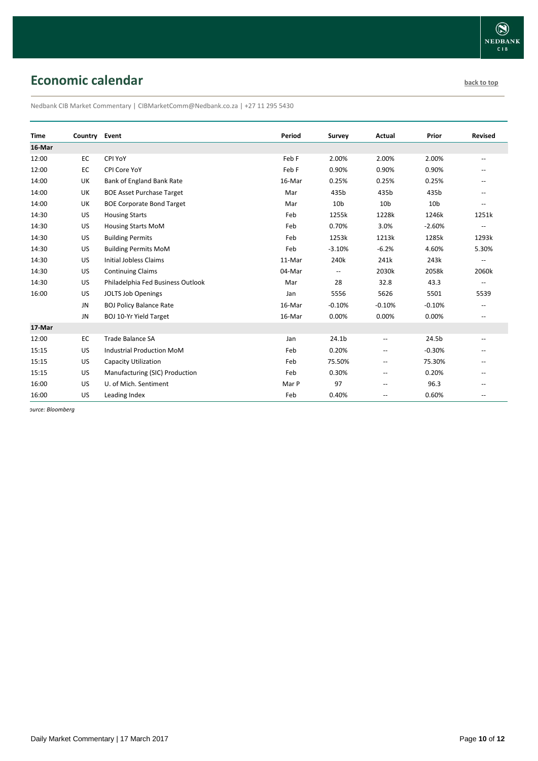## Economic calendar

back to top

Nedbank CIB Market Commentary | CIBMarketComm@Nedbank.co.za | +27 11 295 5430

| Time | Country | Event | Period | Survey | Actual | Prior | Revised |
|---|---|---|---|---|---|---|---|
| **16-Mar** | | | | | | | |
| 12:00 | EC | CPI YoY | Feb F | 2.00% | 2.00% | 2.00% | -- |
| 12:00 | EC | CPI Core YoY | Feb F | 0.90% | 0.90% | 0.90% | -- |
| 14:00 | UK | Bank of England Bank Rate | 16-Mar | 0.25% | 0.25% | 0.25% | -- |
| 14:00 | UK | BOE Asset Purchase Target | Mar | 435b | 435b | 435b | -- |
| 14:00 | UK | BOE Corporate Bond Target | Mar | 10b | 10b | 10b | -- |
| 14:30 | US | Housing Starts | Feb | 1255k | 1228k | 1246k | 1251k |
| 14:30 | US | Housing Starts MoM | Feb | 0.70% | 3.0% | -2.60% | -- |
| 14:30 | US | Building Permits | Feb | 1253k | 1213k | 1285k | 1293k |
| 14:30 | US | Building Permits MoM | Feb | -3.10% | -6.2% | 4.60% | 5.30% |
| 14:30 | US | Initial Jobless Claims | 11-Mar | 240k | 241k | 243k | -- |
| 14:30 | US | Continuing Claims | 04-Mar | -- | 2030k | 2058k | 2060k |
| 14:30 | US | Philadelphia Fed Business Outlook | Mar | 28 | 32.8 | 43.3 | -- |
| 16:00 | US | JOLTS Job Openings | Jan | 5556 | 5626 | 5501 | 5539 |
| | JN | BOJ Policy Balance Rate | 16-Mar | -0.10% | -0.10% | -0.10% | -- |
| | JN | BOJ 10-Yr Yield Target | 16-Mar | 0.00% | 0.00% | 0.00% | -- |
| **17-Mar** | | | | | | | |
| 12:00 | EC | Trade Balance SA | Jan | 24.1b | -- | 24.5b | -- |
| 15:15 | US | Industrial Production MoM | Feb | 0.20% | -- | -0.30% | -- |
| 15:15 | US | Capacity Utilization | Feb | 75.50% | -- | 75.30% | -- |
| 15:15 | US | Manufacturing (SIC) Production | Feb | 0.30% | -- | 0.20% | -- |
| 16:00 | US | U. of Mich. Sentiment | Mar P | 97 | -- | 96.3 | -- |
| 16:00 | US | Leading Index | Feb | 0.40% | -- | 0.60% | -- |

*ource: Bloomberg*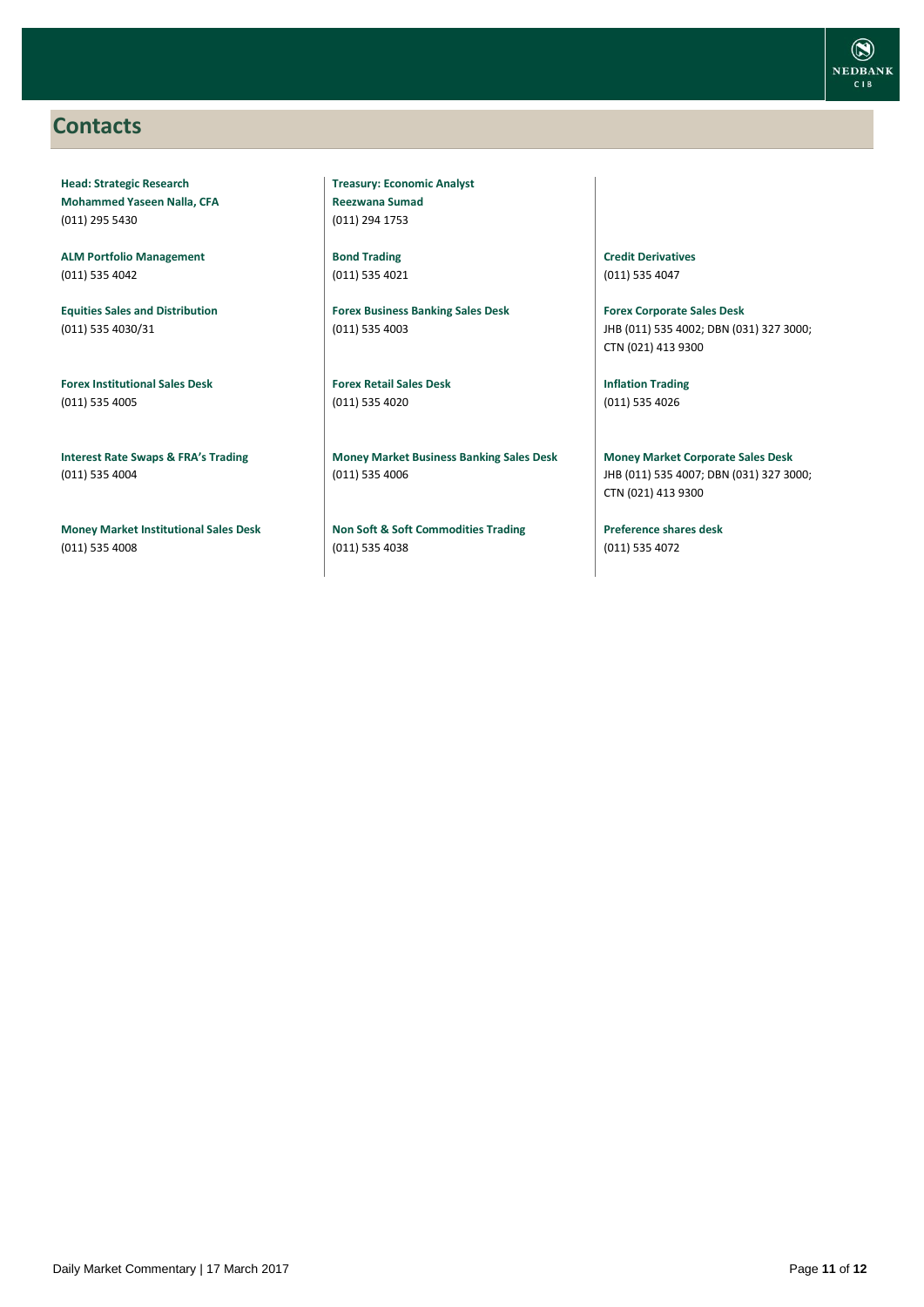## Contacts

**Head: Strategic Research**
**Mohammed Yaseen Nalla, CFA**
(011) 295 5430

**ALM Portfolio Management**
(011) 535 4042

**Equities Sales and Distribution**
(011) 535 4030/31

**Forex Institutional Sales Desk**
(011) 535 4005

**Interest Rate Swaps & FRA's Trading**
(011) 535 4004

**Money Market Institutional Sales Desk**
(011) 535 4008

**Treasury: Economic Analyst**
**Reezwana Sumad**
(011) 294 1753

**Bond Trading**
(011) 535 4021

**Forex Business Banking Sales Desk**
(011) 535 4003

**Forex Retail Sales Desk**
(011) 535 4020

**Money Market Business Banking Sales Desk**
(011) 535 4006

**Non Soft & Soft Commodities Trading**
(011) 535 4038

**Credit Derivatives**
(011) 535 4047

**Forex Corporate Sales Desk**
JHB (011) 535 4002; DBN (031) 327 3000; CTN (021) 413 9300

**Inflation Trading**
(011) 535 4026

**Money Market Corporate Sales Desk**
JHB (011) 535 4007; DBN (031) 327 3000; CTN (021) 413 9300

**Preference shares desk**
(011) 535 4072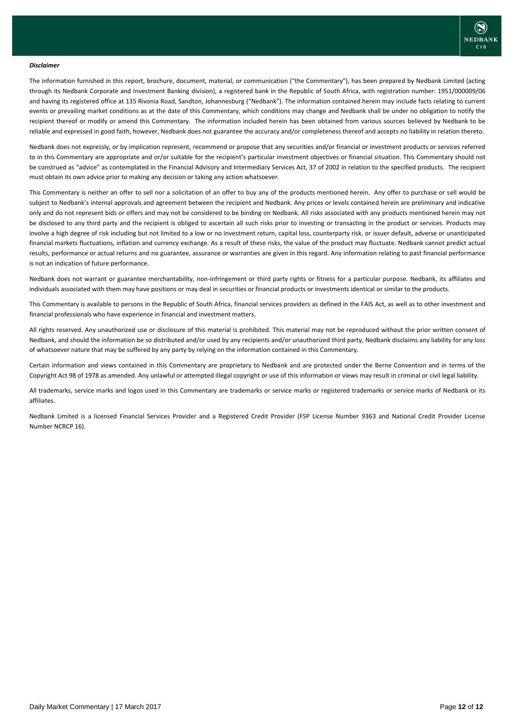***Disclaimer***

The information furnished in this report, brochure, document, material, or communication ("the Commentary"), has been prepared by Nedbank Limited (acting through its Nedbank Corporate and Investment Banking division), a registered bank in the Republic of South Africa, with registration number: 1951/000009/06 and having its registered office at 135 Rivonia Road, Sandton, Johannesburg ("Nedbank"). The information contained herein may include facts relating to current events or prevailing market conditions as at the date of this Commentary, which conditions may change and Nedbank shall be under no obligation to notify the recipient thereof or modify or amend this Commentary. The information included herein has been obtained from various sources believed by Nedbank to be reliable and expressed in good faith, however, Nedbank does not guarantee the accuracy and/or completeness thereof and accepts no liability in relation thereto.

Nedbank does not expressly, or by implication represent, recommend or propose that any securities and/or financial or investment products or services referred to in this Commentary are appropriate and or/or suitable for the recipient's particular investment objectives or financial situation. This Commentary should not be construed as "advice" as contemplated in the Financial Advisory and Intermediary Services Act, 37 of 2002 in relation to the specified products. The recipient must obtain its own advice prior to making any decision or taking any action whatsoever.

This Commentary is neither an offer to sell nor a solicitation of an offer to buy any of the products mentioned herein. Any offer to purchase or sell would be subject to Nedbank's internal approvals and agreement between the recipient and Nedbank. Any prices or levels contained herein are preliminary and indicative only and do not represent bids or offers and may not be considered to be binding on Nedbank. All risks associated with any products mentioned herein may not be disclosed to any third party and the recipient is obliged to ascertain all such risks prior to investing or transacting in the product or services. Products may involve a high degree of risk including but not limited to a low or no investment return, capital loss, counterparty risk, or issuer default, adverse or unanticipated financial markets fluctuations, inflation and currency exchange. As a result of these risks, the value of the product may fluctuate. Nedbank cannot predict actual results, performance or actual returns and no guarantee, assurance or warranties are given in this regard. Any information relating to past financial performance is not an indication of future performance.

Nedbank does not warrant or guarantee merchantability, non-infringement or third party rights or fitness for a particular purpose. Nedbank, its affiliates and individuals associated with them may have positions or may deal in securities or financial products or investments identical or similar to the products.

This Commentary is available to persons in the Republic of South Africa, financial services providers as defined in the FAIS Act, as well as to other investment and financial professionals who have experience in financial and investment matters.

All rights reserved. Any unauthorized use or disclosure of this material is prohibited. This material may not be reproduced without the prior written consent of Nedbank, and should the information be so distributed and/or used by any recipients and/or unauthorized third party, Nedbank disclaims any liability for any loss of whatsoever nature that may be suffered by any party by relying on the information contained in this Commentary.

Certain information and views contained in this Commentary are proprietary to Nedbank and are protected under the Berne Convention and in terms of the Copyright Act 98 of 1978 as amended. Any unlawful or attempted illegal copyright or use of this information or views may result in criminal or civil legal liability.

All trademarks, service marks and logos used in this Commentary are trademarks or service marks or registered trademarks or service marks of Nedbank or its affiliates.

Nedbank Limited is a licensed Financial Services Provider and a Registered Credit Provider (FSP License Number 9363 and National Credit Provider License Number NCRCP 16).